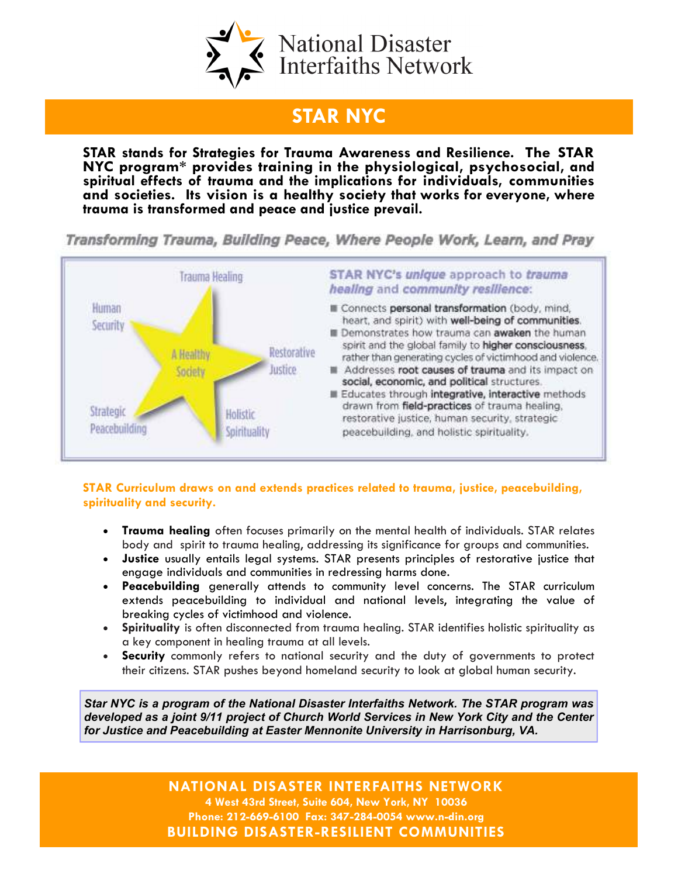# National Disaster Interfaiths Network

## STAR NYC

**STAR stands for Strategies for Trauma Awareness and Resilience. The STAR NYC program* provides training in the physiological, psychosocial, and spiritual effects of trauma and the implications for individuals, communities and societies. Its vision is a healthy society that works for everyone, where trauma is transformed and peace and justice prevail.**

***Transforming Trauma, Building Peace, Where People Work, Learn, and Pray***

Trauma Healing · Human Security · Restorative Justice · Strategic Peacebuilding · Holistic Spirituality · A Healthy Society

**STAR NYC's *unique* approach to *trauma healing* and *community resilience*:**

- Connects **personal transformation** (body, mind, heart, and spirit) with **well-being of communities**.
- Demonstrates how trauma can **awaken** the human spirit and the global family to **higher consciousness**, rather than generating cycles of victimhood and violence.
- Addresses **root causes of trauma** and its impact on **social, economic, and political** structures.
- Educates through **integrative, interactive** methods drawn from **field-practices** of trauma healing, restorative justice, human security, strategic peacebuilding, and holistic spirituality.

**STAR Curriculum draws on and extends practices related to trauma, justice, peacebuilding, spirituality and security.**

- **Trauma healing** often focuses primarily on the mental health of individuals. STAR relates body and spirit to trauma healing, addressing its significance for groups and communities.
- **Justice** usually entails legal systems. STAR presents principles of restorative justice that engage individuals and communities in redressing harms done.
- **Peacebuilding** generally attends to community level concerns. The STAR curriculum extends peacebuilding to individual and national levels, integrating the value of breaking cycles of victimhood and violence.
- **Spirituality** is often disconnected from trauma healing. STAR identifies holistic spirituality as a key component in healing trauma at all levels.
- **Security** commonly refers to national security and the duty of governments to protect their citizens. STAR pushes beyond homeland security to look at global human security.

***Star NYC is a program of the National Disaster Interfaiths Network. The STAR program was developed as a joint 9/11 project of Church World Services in New York City and the Center for Justice and Peacebuilding at Easter Mennonite University in Harrisonburg, VA.***

**NATIONAL DISASTER INTERFAITHS NETWORK**
**4 West 43rd Street, Suite 604, New York, NY 10036**
**Phone: 212-669-6100 Fax: 347-284-0054 www.n-din.org**
**BUILDING DISASTER-RESILIENT COMMUNITIES**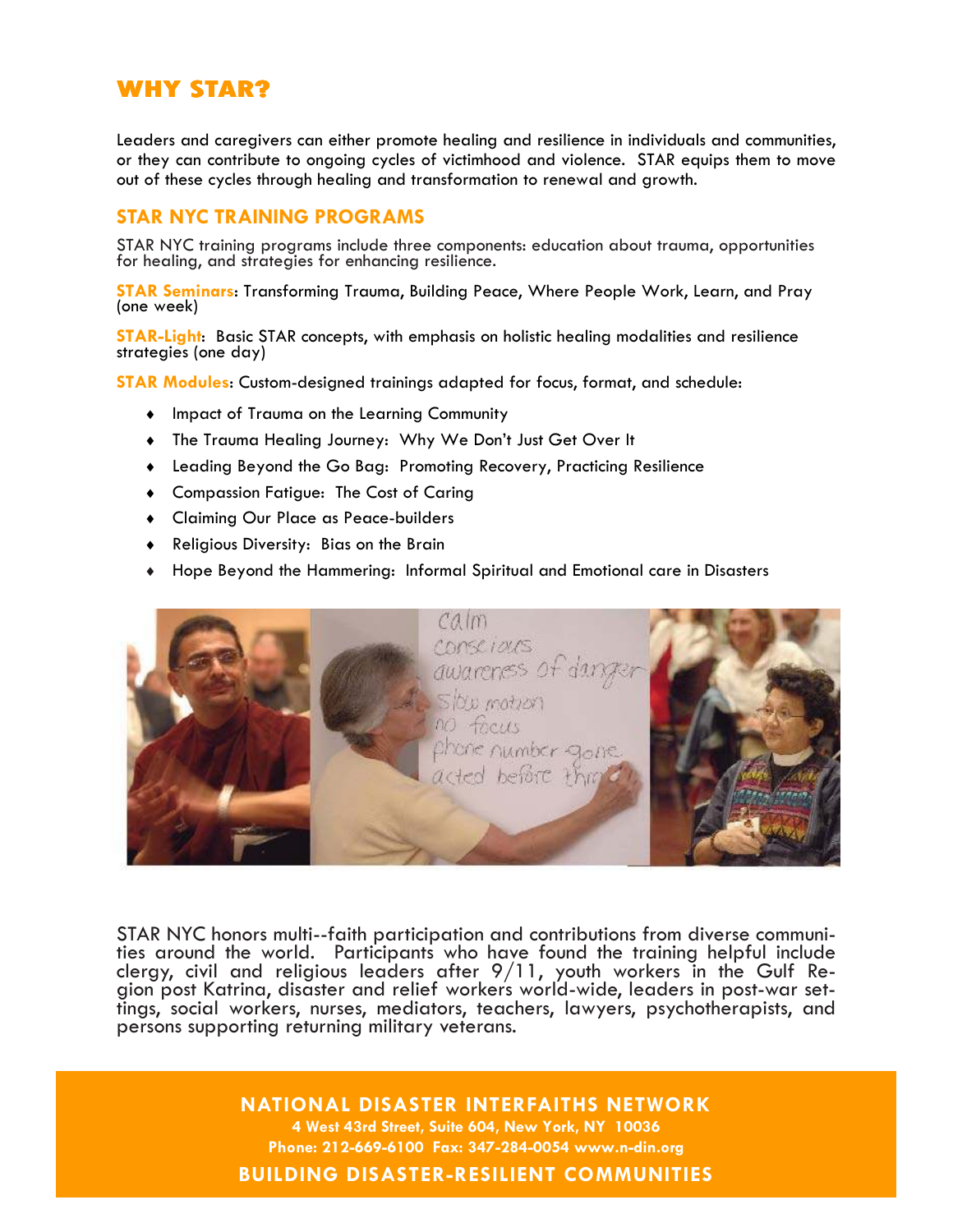# WHY STAR?

Leaders and caregivers can either promote healing and resilience in individuals and communities, or they can contribute to ongoing cycles of victimhood and violence. STAR equips them to move out of these cycles through healing and transformation to renewal and growth.

## STAR NYC TRAINING PROGRAMS

STAR NYC training programs include three components: education about trauma, opportunities for healing, and strategies for enhancing resilience.

**STAR Seminars**: Transforming Trauma, Building Peace, Where People Work, Learn, and Pray (one week)

**STAR-Light**: Basic STAR concepts, with emphasis on holistic healing modalities and resilience strategies (one day)

**STAR Modules**: Custom-designed trainings adapted for focus, format, and schedule:

- Impact of Trauma on the Learning Community
- The Trauma Healing Journey: Why We Don't Just Get Over It
- Leading Beyond the Go Bag: Promoting Recovery, Practicing Resilience
- Compassion Fatigue: The Cost of Caring
- Claiming Our Place as Peace-builders
- Religious Diversity: Bias on the Brain
- Hope Beyond the Hammering: Informal Spiritual and Emotional care in Disasters

STAR NYC honors multi--faith participation and contributions from diverse communities around the world. Participants who have found the training helpful include clergy, civil and religious leaders after 9/11, youth workers in the Gulf Region post Katrina, disaster and relief workers world-wide, leaders in post-war settings, social workers, nurses, mediators, teachers, lawyers, psychotherapists, and persons supporting returning military veterans.

**NATIONAL DISASTER INTERFAITHS NETWORK**
**4 West 43rd Street, Suite 604, New York, NY 10036**
**Phone: 212-669-6100 Fax: 347-284-0054 www.n-din.org**
**BUILDING DISASTER-RESILIENT COMMUNITIES**